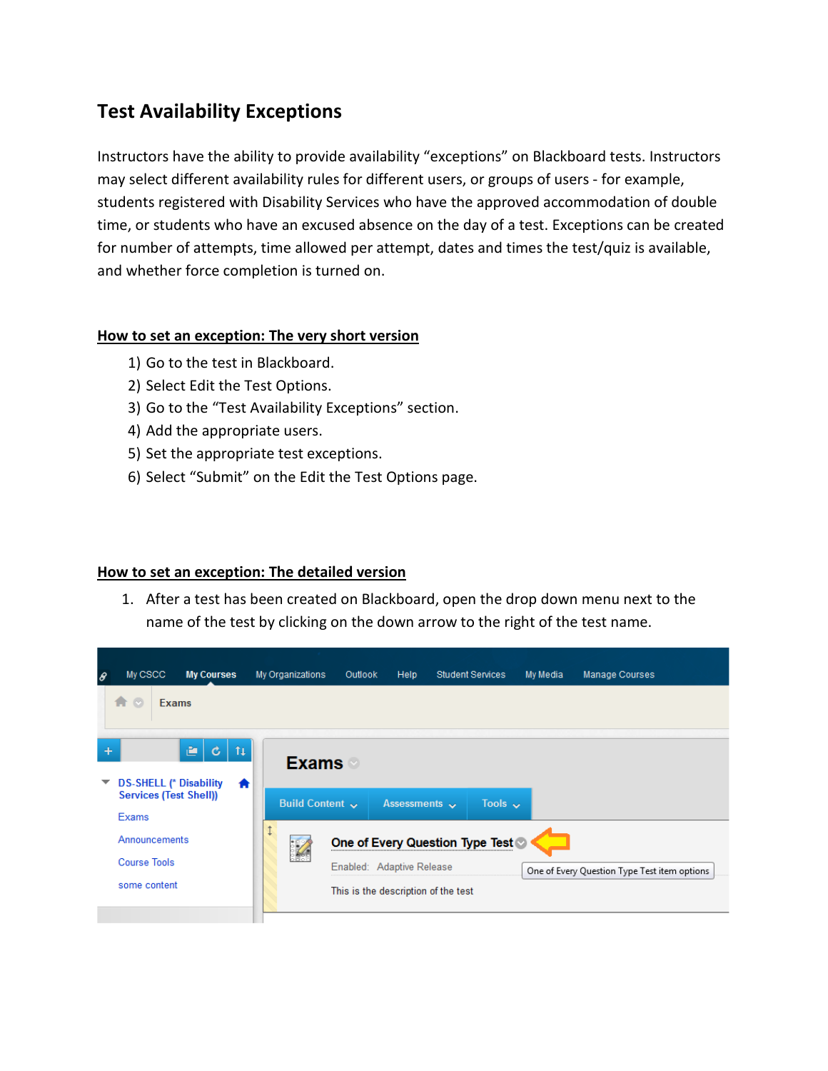# Test Availability Exceptions

Instructors have the ability to provide availability "exceptions" on Blackboard tests. Instructors may select different availability rules for different users, or groups of users - for example, students registered with Disability Services who have the approved accommodation of double time, or students who have an excused absence on the day of a test. Exceptions can be created for number of attempts, time allowed per attempt, dates and times the test/quiz is available, and whether force completion is turned on.

## <u>How to set an exception: The very short version</u>

1) Go to the test in Blackboard.
2) Select Edit the Test Options.
3) Go to the "Test Availability Exceptions" section.
4) Add the appropriate users.
5) Set the appropriate test exceptions.
6) Select "Submit" on the Edit the Test Options page.

## <u>How to set an exception: The detailed version</u>

1. After a test has been created on Blackboard, open the drop down menu next to the name of the test by clicking on the down arrow to the right of the test name.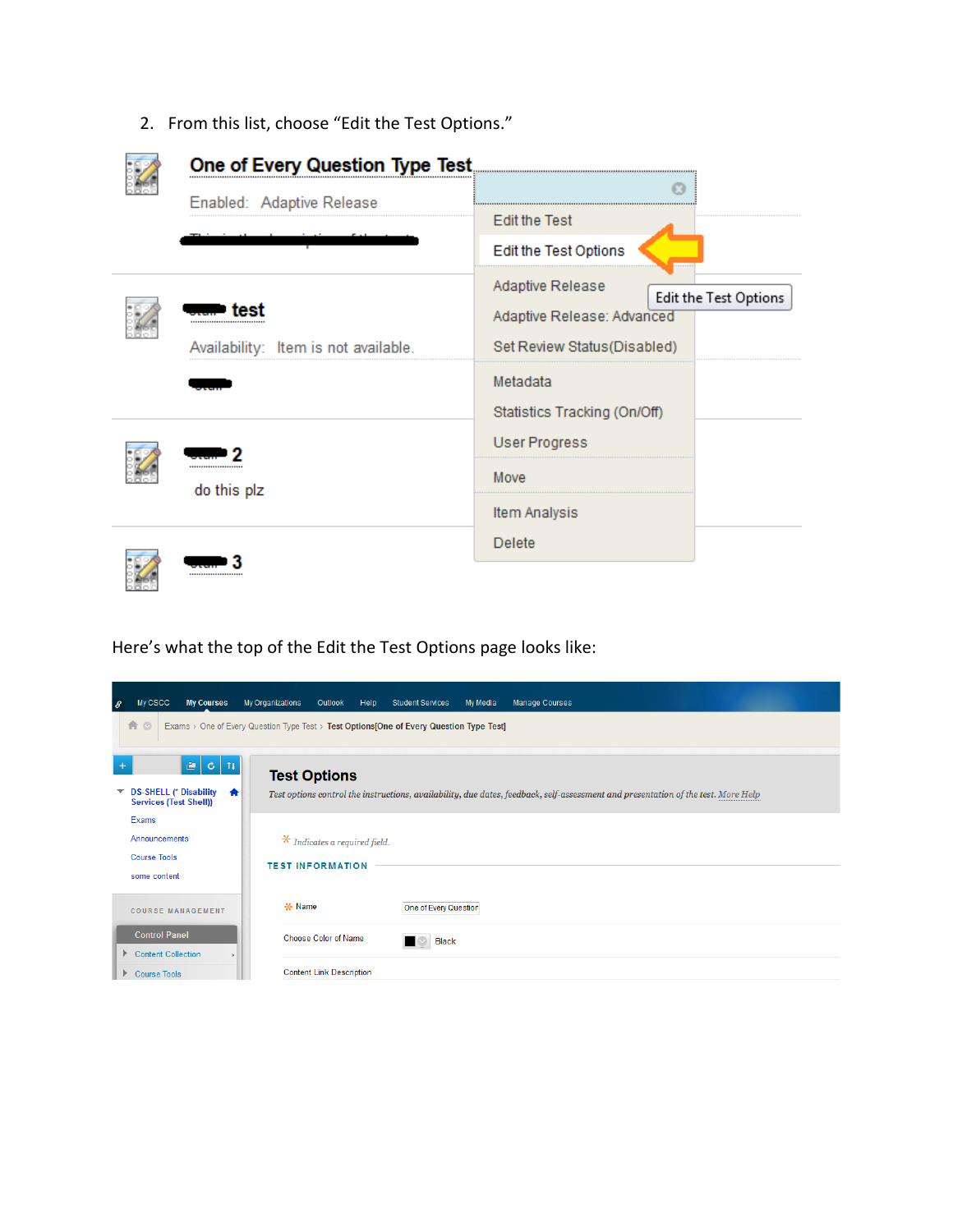2. From this list, choose "Edit the Test Options."

Here's what the top of the Edit the Test Options page looks like: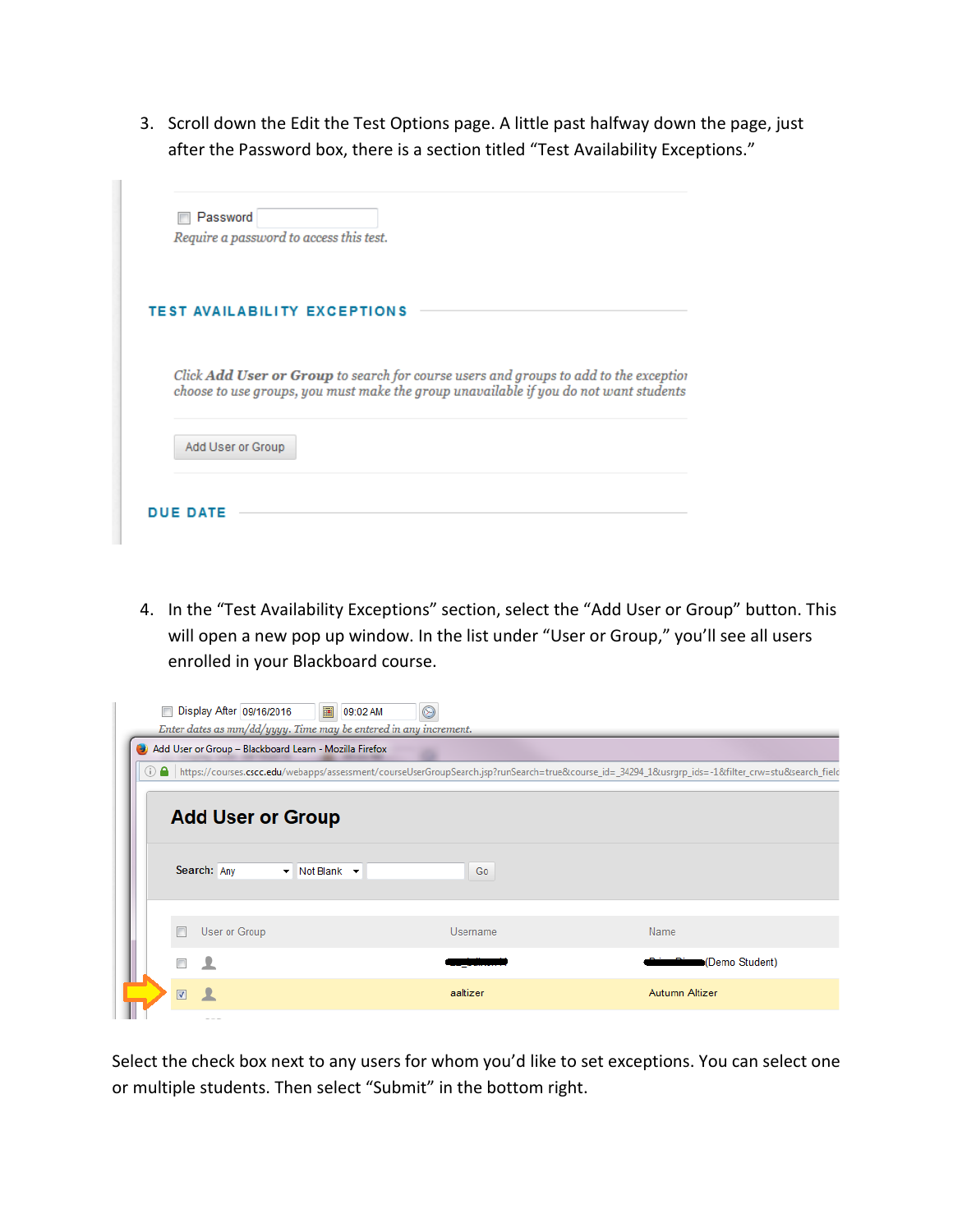3. Scroll down the Edit the Test Options page. A little past halfway down the page, just after the Password box, there is a section titled “Test Availability Exceptions.”

4. In the “Test Availability Exceptions” section, select the “Add User or Group” button. This will open a new pop up window. In the list under “User or Group,” you’ll see all users enrolled in your Blackboard course.

Select the check box next to any users for whom you’d like to set exceptions. You can select one or multiple students. Then select “Submit” in the bottom right.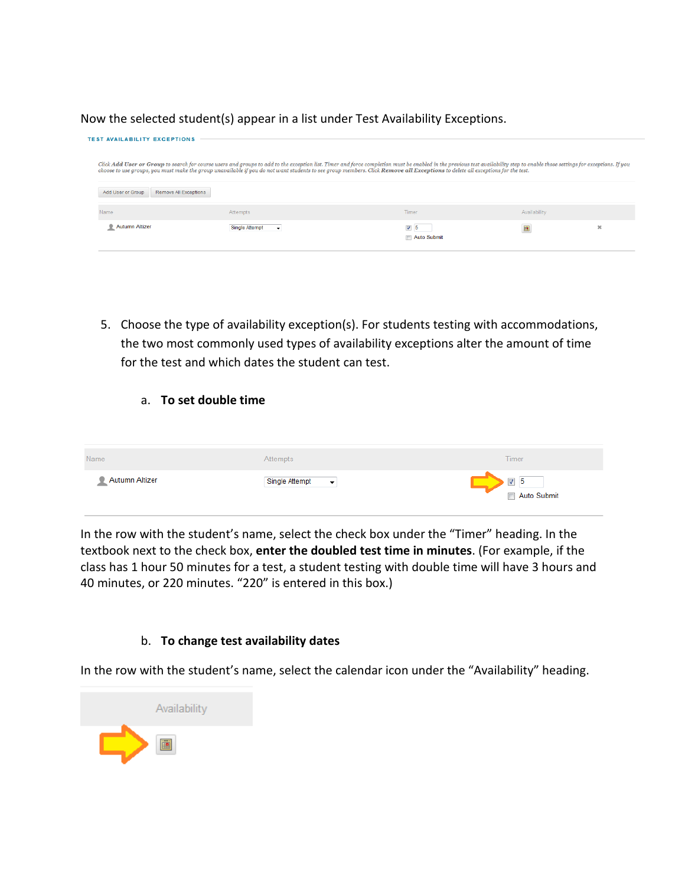Now the selected student(s) appear in a list under Test Availability Exceptions.

TEST AVAILABILITY EXCEPTIONS

*Click **Add User or Group** to search for course users and groups to add to the exception list. Timer and force completion must be enabled in the previous test availability step to enable those settings for exceptions. If you choose to use groups, you must make the group unavailable if you do not want students to see group members. Click **Remove all Exceptions** to delete all exceptions for the test.*

Add User or Group | Remove All Exceptions

| Name | Attempts | Timer | Availability |
|---|---|---|---|
| Autumn Altizer | Single Attempt | 5 Auto Submit | |

5. Choose the type of availability exception(s). For students testing with accommodations, the two most commonly used types of availability exceptions alter the amount of time for the test and which dates the student can test.

   a. **To set double time**

| Name | Attempts | Timer |
|---|---|---|
| Autumn Altizer | Single Attempt | 5 Auto Submit |

In the row with the student's name, select the check box under the "Timer" heading. In the textbook next to the check box, **enter the doubled test time in minutes**. (For example, if the class has 1 hour 50 minutes for a test, a student testing with double time will have 3 hours and 40 minutes, or 220 minutes. "220" is entered in this box.)

   b. **To change test availability dates**

In the row with the student's name, select the calendar icon under the "Availability" heading.

Availability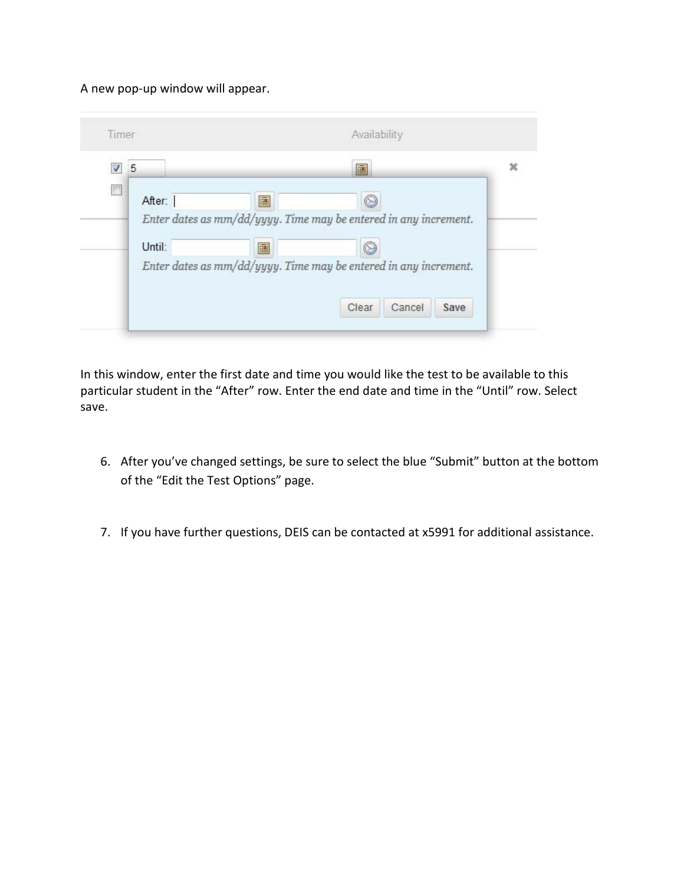A new pop-up window will appear.

In this window, enter the first date and time you would like the test to be available to this particular student in the "After" row. Enter the end date and time in the "Until" row. Select save.

6. After you've changed settings, be sure to select the blue "Submit" button at the bottom of the "Edit the Test Options" page.

7. If you have further questions, DEIS can be contacted at x5991 for additional assistance.